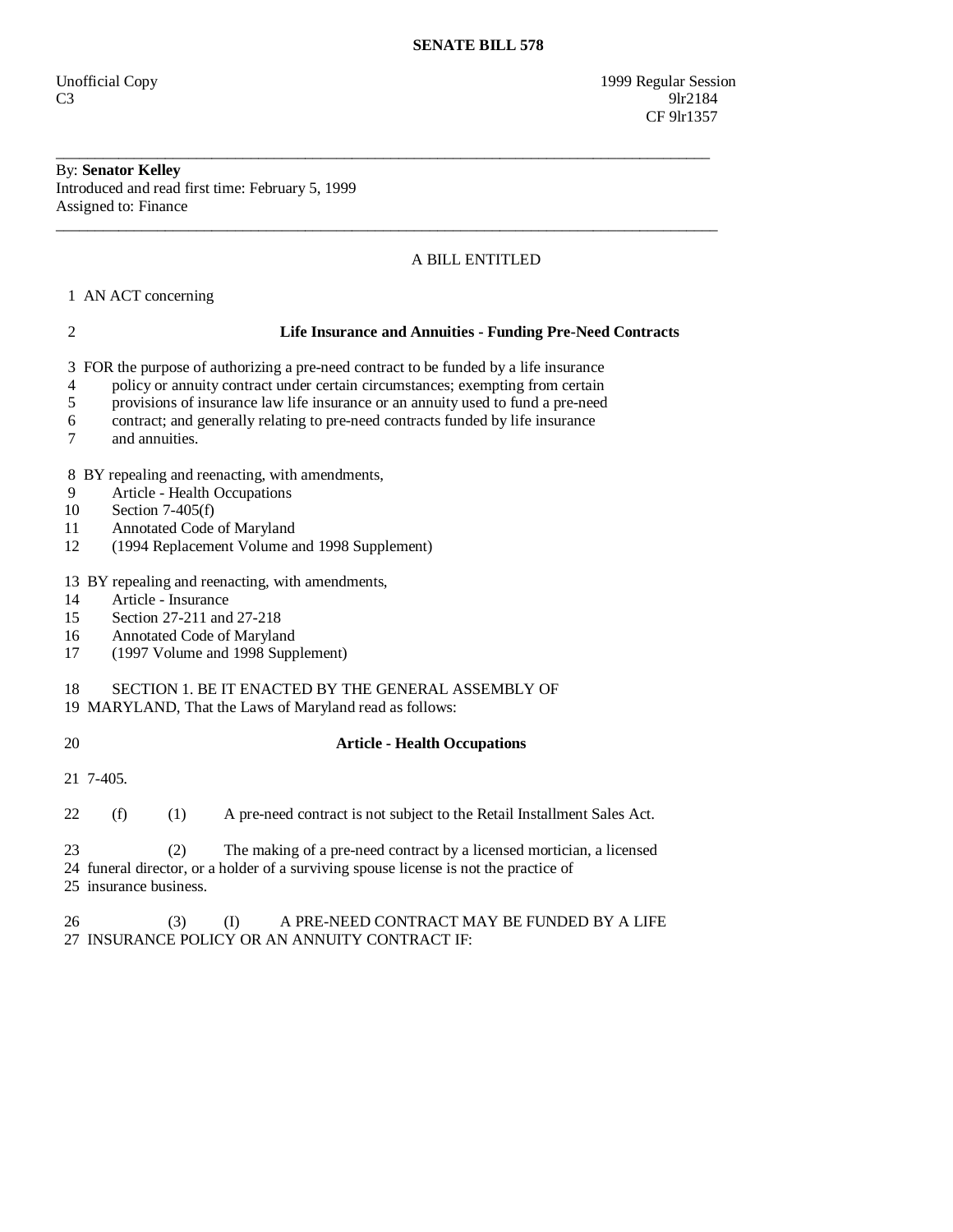**SENATE BILL 578**

Unofficial Copy
C3

1999 Regular Session
9lr2184
CF 9lr1357

---

By: **Senator Kelley**
Introduced and read first time: February 5, 1999
Assigned to: Finance

---

A BILL ENTITLED

1 AN ACT concerning

2 **Life Insurance and Annuities - Funding Pre-Need Contracts**

3 FOR the purpose of authorizing a pre-need contract to be funded by a life insurance
4 policy or annuity contract under certain circumstances; exempting from certain
5 provisions of insurance law life insurance or an annuity used to fund a pre-need
6 contract; and generally relating to pre-need contracts funded by life insurance
7 and annuities.

8 BY repealing and reenacting, with amendments,
9 Article - Health Occupations
10 Section 7-405(f)
11 Annotated Code of Maryland
12 (1994 Replacement Volume and 1998 Supplement)

13 BY repealing and reenacting, with amendments,
14 Article - Insurance
15 Section 27-211 and 27-218
16 Annotated Code of Maryland
17 (1997 Volume and 1998 Supplement)

18 SECTION 1. BE IT ENACTED BY THE GENERAL ASSEMBLY OF
19 MARYLAND, That the Laws of Maryland read as follows:

20 **Article - Health Occupations**

21 7-405.

22 (f) (1) A pre-need contract is not subject to the Retail Installment Sales Act.

23 (2) The making of a pre-need contract by a licensed mortician, a licensed
24 funeral director, or a holder of a surviving spouse license is not the practice of
25 insurance business.

26 (3) (I) A PRE-NEED CONTRACT MAY BE FUNDED BY A LIFE
27 INSURANCE POLICY OR AN ANNUITY CONTRACT IF: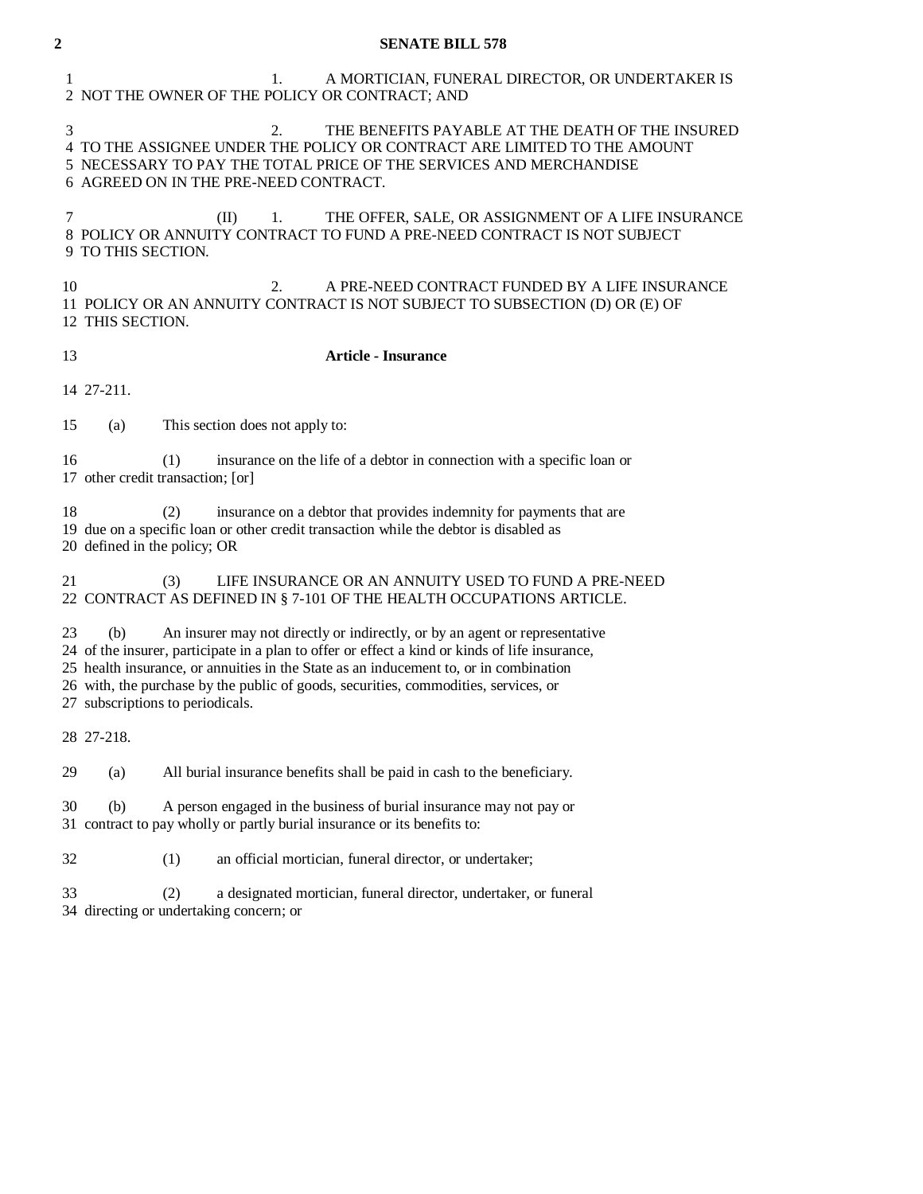1. A MORTICIAN, FUNERAL DIRECTOR, OR UNDERTAKER IS NOT THE OWNER OF THE POLICY OR CONTRACT; AND

2. THE BENEFITS PAYABLE AT THE DEATH OF THE INSURED TO THE ASSIGNEE UNDER THE POLICY OR CONTRACT ARE LIMITED TO THE AMOUNT NECESSARY TO PAY THE TOTAL PRICE OF THE SERVICES AND MERCHANDISE AGREED ON IN THE PRE-NEED CONTRACT.

(II) 1. THE OFFER, SALE, OR ASSIGNMENT OF A LIFE INSURANCE POLICY OR ANNUITY CONTRACT TO FUND A PRE-NEED CONTRACT IS NOT SUBJECT TO THIS SECTION.

2. A PRE-NEED CONTRACT FUNDED BY A LIFE INSURANCE POLICY OR AN ANNUITY CONTRACT IS NOT SUBJECT TO SUBSECTION (D) OR (E) OF THIS SECTION.

**Article - Insurance**

27-211.

(a) This section does not apply to:

(1) insurance on the life of a debtor in connection with a specific loan or other credit transaction; [or]

(2) insurance on a debtor that provides indemnity for payments that are due on a specific loan or other credit transaction while the debtor is disabled as defined in the policy; OR

(3) LIFE INSURANCE OR AN ANNUITY USED TO FUND A PRE-NEED CONTRACT AS DEFINED IN § 7-101 OF THE HEALTH OCCUPATIONS ARTICLE.

(b) An insurer may not directly or indirectly, or by an agent or representative of the insurer, participate in a plan to offer or effect a kind or kinds of life insurance, health insurance, or annuities in the State as an inducement to, or in combination with, the purchase by the public of goods, securities, commodities, services, or subscriptions to periodicals.

27-218.

(a) All burial insurance benefits shall be paid in cash to the beneficiary.

(b) A person engaged in the business of burial insurance may not pay or contract to pay wholly or partly burial insurance or its benefits to:

(1) an official mortician, funeral director, or undertaker;

(2) a designated mortician, funeral director, undertaker, or funeral directing or undertaking concern; or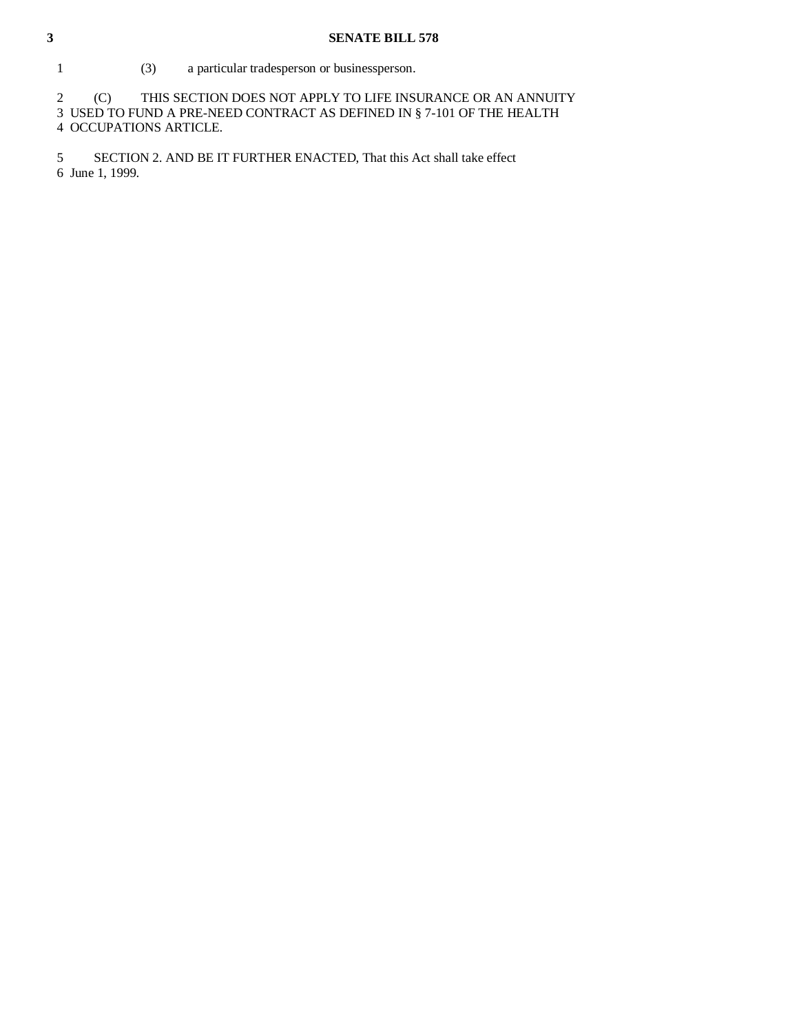(3) a particular tradesperson or businessperson.

(C) THIS SECTION DOES NOT APPLY TO LIFE INSURANCE OR AN ANNUITY USED TO FUND A PRE-NEED CONTRACT AS DEFINED IN § 7-101 OF THE HEALTH OCCUPATIONS ARTICLE.

SECTION 2. AND BE IT FURTHER ENACTED, That this Act shall take effect June 1, 1999.